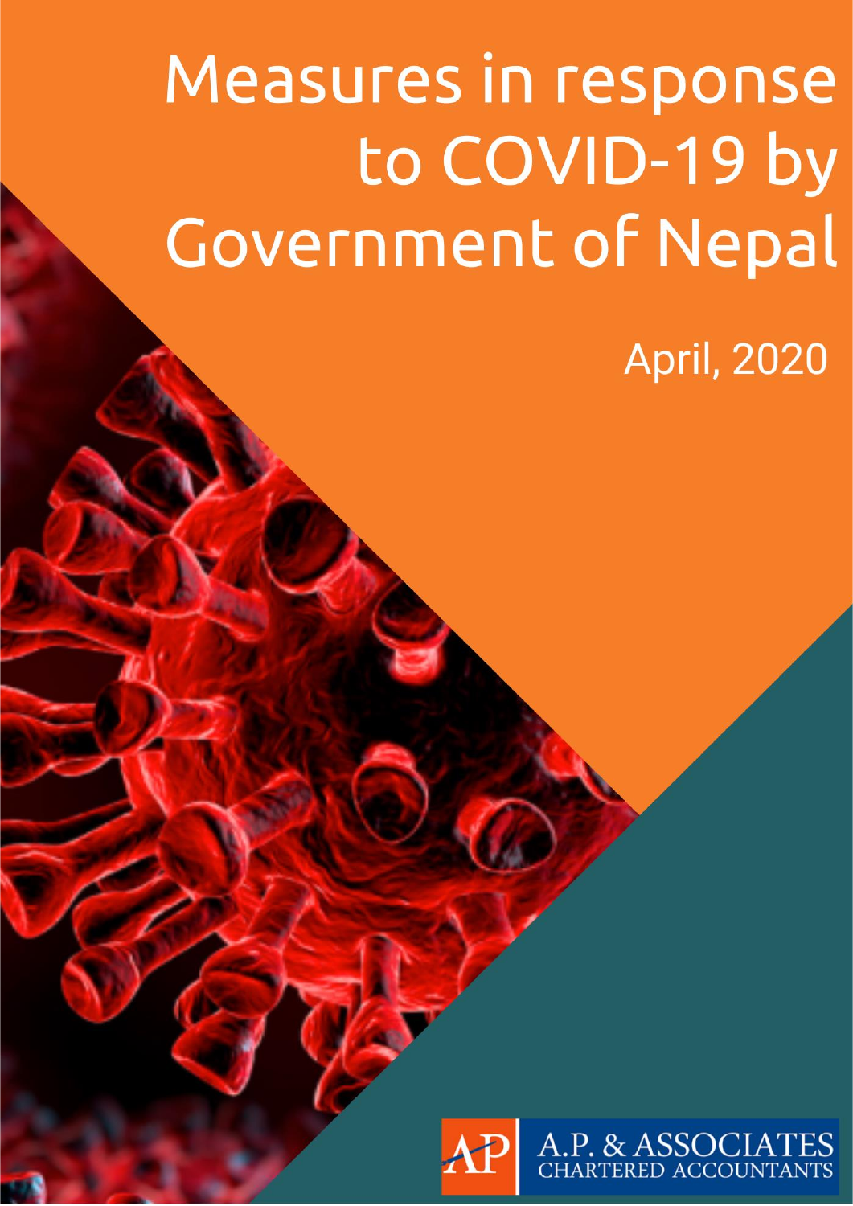# Measures in response to COVID-19 by Government of Nepal

April, 2020

A.P. & ASSOCIATES
CHARTERED ACCOUNTANTS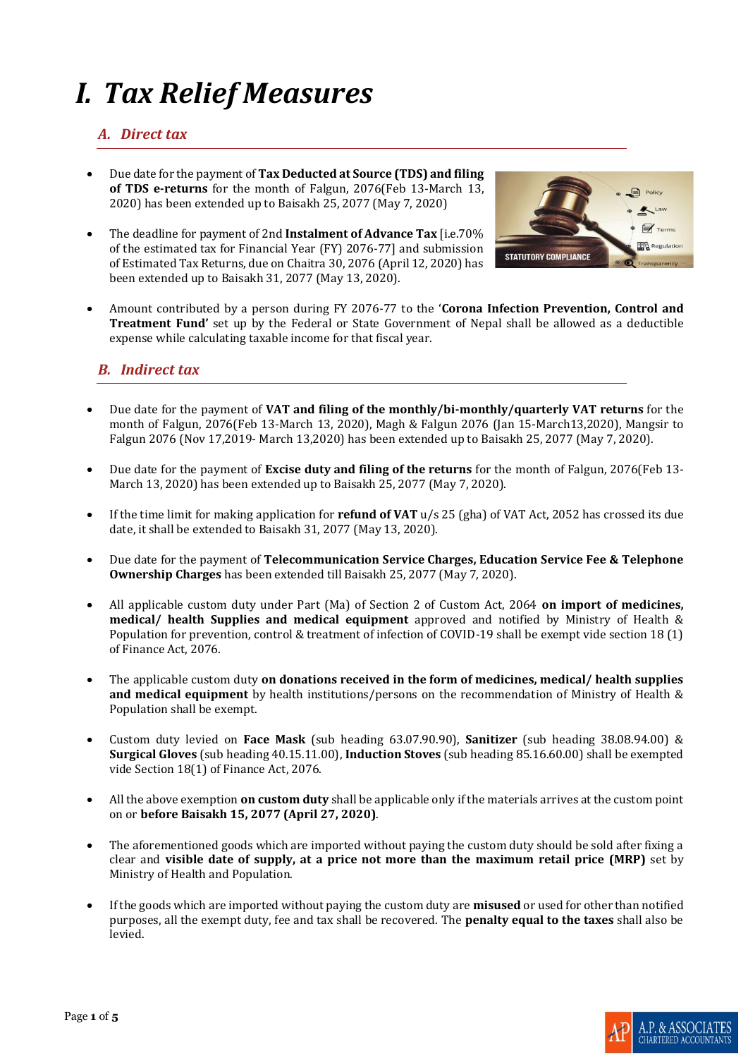# I. Tax Relief Measures

## A. Direct tax

- Due date for the payment of **Tax Deducted at Source (TDS) and filing of TDS e-returns** for the month of Falgun, 2076(Feb 13-March 13, 2020) has been extended up to Baisakh 25, 2077 (May 7, 2020)

- The deadline for payment of 2nd **Instalment of Advance Tax** [i.e.70% of the estimated tax for Financial Year (FY) 2076-77] and submission of Estimated Tax Returns, due on Chaitra 30, 2076 (April 12, 2020) has been extended up to Baisakh 31, 2077 (May 13, 2020).

- Amount contributed by a person during FY 2076-77 to the '**Corona Infection Prevention, Control and Treatment Fund'** set up by the Federal or State Government of Nepal shall be allowed as a deductible expense while calculating taxable income for that fiscal year.

## B. Indirect tax

- Due date for the payment of **VAT and filing of the monthly/bi-monthly/quarterly VAT returns** for the month of Falgun, 2076(Feb 13-March 13, 2020), Magh & Falgun 2076 (Jan 15-March13,2020), Mangsir to Falgun 2076 (Nov 17,2019- March 13,2020) has been extended up to Baisakh 25, 2077 (May 7, 2020).

- Due date for the payment of **Excise duty and filing of the returns** for the month of Falgun, 2076(Feb 13-March 13, 2020) has been extended up to Baisakh 25, 2077 (May 7, 2020).

- If the time limit for making application for **refund of VAT** u/s 25 (gha) of VAT Act, 2052 has crossed its due date, it shall be extended to Baisakh 31, 2077 (May 13, 2020).

- Due date for the payment of **Telecommunication Service Charges, Education Service Fee & Telephone Ownership Charges** has been extended till Baisakh 25, 2077 (May 7, 2020).

- All applicable custom duty under Part (Ma) of Section 2 of Custom Act, 2064 **on import of medicines, medical/ health Supplies and medical equipment** approved and notified by Ministry of Health & Population for prevention, control & treatment of infection of COVID-19 shall be exempt vide section 18 (1) of Finance Act, 2076.

- The applicable custom duty **on donations received in the form of medicines, medical/ health supplies and medical equipment** by health institutions/persons on the recommendation of Ministry of Health & Population shall be exempt.

- Custom duty levied on **Face Mask** (sub heading 63.07.90.90), **Sanitizer** (sub heading 38.08.94.00) & **Surgical Gloves** (sub heading 40.15.11.00), **Induction Stoves** (sub heading 85.16.60.00) shall be exempted vide Section 18(1) of Finance Act, 2076.

- All the above exemption **on custom duty** shall be applicable only if the materials arrives at the custom point on or **before Baisakh 15, 2077 (April 27, 2020)**.

- The aforementioned goods which are imported without paying the custom duty should be sold after fixing a clear and **visible date of supply, at a price not more than the maximum retail price (MRP)** set by Ministry of Health and Population.

- If the goods which are imported without paying the custom duty are **misused** or used for other than notified purposes, all the exempt duty, fee and tax shall be recovered. The **penalty equal to the taxes** shall also be levied.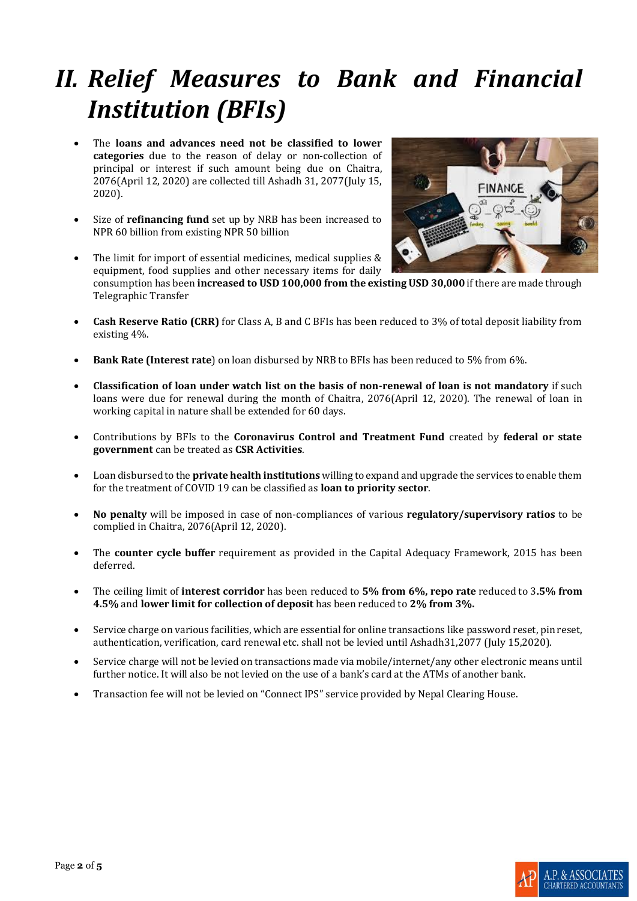# *II. Relief Measures to Bank and Financial Institution (BFIs)*

- The **loans and advances need not be classified to lower categories** due to the reason of delay or non-collection of principal or interest if such amount being due on Chaitra, 2076(April 12, 2020) are collected till Ashadh 31, 2077(July 15, 2020).

- Size of **refinancing fund** set up by NRB has been increased to NPR 60 billion from existing NPR 50 billion

- The limit for import of essential medicines, medical supplies & equipment, food supplies and other necessary items for daily consumption has been **increased to USD 100,000 from the existing USD 30,000** if there are made through Telegraphic Transfer

- **Cash Reserve Ratio (CRR)** for Class A, B and C BFIs has been reduced to 3% of total deposit liability from existing 4%.

- **Bank Rate (Interest rate**) on loan disbursed by NRB to BFIs has been reduced to 5% from 6%.

- **Classification of loan under watch list on the basis of non-renewal of loan is not mandatory** if such loans were due for renewal during the month of Chaitra, 2076(April 12, 2020). The renewal of loan in working capital in nature shall be extended for 60 days.

- Contributions by BFIs to the **Coronavirus Control and Treatment Fund** created by **federal or state government** can be treated as **CSR Activities**.

- Loan disbursed to the **private health institutions** willing to expand and upgrade the services to enable them for the treatment of COVID 19 can be classified as **loan to priority sector**.

- **No penalty** will be imposed in case of non-compliances of various **regulatory/supervisory ratios** to be complied in Chaitra, 2076(April 12, 2020).

- The **counter cycle buffer** requirement as provided in the Capital Adequacy Framework, 2015 has been deferred.

- The ceiling limit of **interest corridor** has been reduced to **5% from 6%, repo rate** reduced to 3**.5% from 4.5%** and **lower limit for collection of deposit** has been reduced to **2% from 3%.**

- Service charge on various facilities, which are essential for online transactions like password reset, pin reset, authentication, verification, card renewal etc. shall not be levied until Ashadh31,2077 (July 15,2020).

- Service charge will not be levied on transactions made via mobile/internet/any other electronic means until further notice. It will also be not levied on the use of a bank's card at the ATMs of another bank.

- Transaction fee will not be levied on "Connect IPS" service provided by Nepal Clearing House.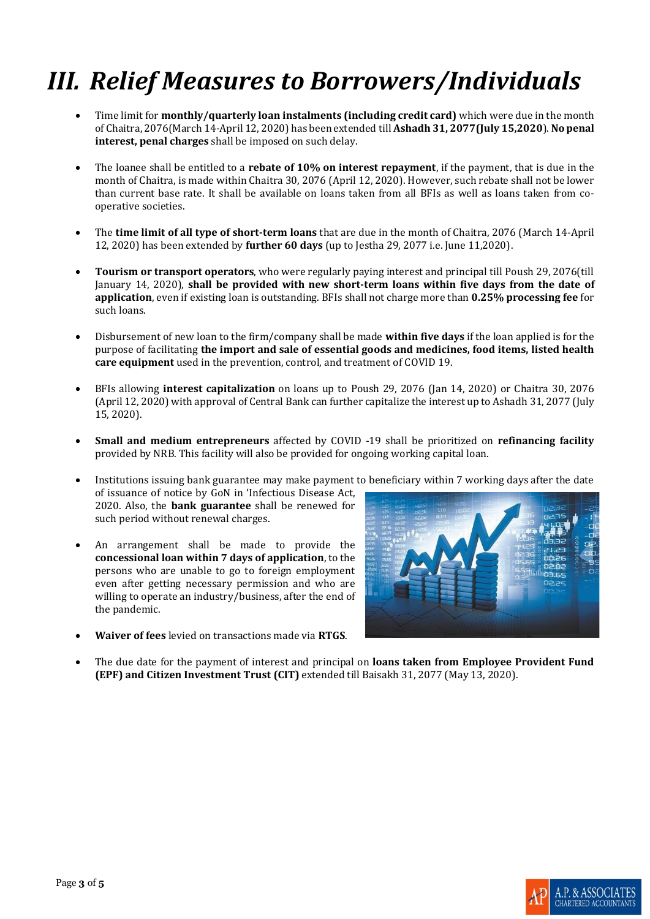# *III. Relief Measures to Borrowers/Individuals*

- Time limit for **monthly/quarterly loan instalments (including credit card)** which were due in the month of Chaitra, 2076(March 14-April 12, 2020) has been extended till **Ashadh 31, 2077(July 15,2020**). **No penal interest, penal charges** shall be imposed on such delay.

- The loanee shall be entitled to a **rebate of 10% on interest repayment**, if the payment, that is due in the month of Chaitra, is made within Chaitra 30, 2076 (April 12, 2020). However, such rebate shall not be lower than current base rate. It shall be available on loans taken from all BFIs as well as loans taken from co-operative societies.

- The **time limit of all type of short-term loans** that are due in the month of Chaitra, 2076 (March 14-April 12, 2020) has been extended by **further 60 days** (up to Jestha 29, 2077 i.e. June 11,2020).

- **Tourism or transport operators**, who were regularly paying interest and principal till Poush 29, 2076(till January 14, 2020), **shall be provided with new short-term loans within five days from the date of application**, even if existing loan is outstanding. BFIs shall not charge more than **0.25% processing fee** for such loans.

- Disbursement of new loan to the firm/company shall be made **within five days** if the loan applied is for the purpose of facilitating **the import and sale of essential goods and medicines, food items, listed health care equipment** used in the prevention, control, and treatment of COVID 19.

- BFIs allowing **interest capitalization** on loans up to Poush 29, 2076 (Jan 14, 2020) or Chaitra 30, 2076 (April 12, 2020) with approval of Central Bank can further capitalize the interest up to Ashadh 31, 2077 (July 15, 2020).

- **Small and medium entrepreneurs** affected by COVID -19 shall be prioritized on **refinancing facility** provided by NRB. This facility will also be provided for ongoing working capital loan.

- Institutions issuing bank guarantee may make payment to beneficiary within 7 working days after the date of issuance of notice by GoN in 'Infectious Disease Act, 2020. Also, the **bank guarantee** shall be renewed for such period without renewal charges.

- An arrangement shall be made to provide the **concessional loan within 7 days of application**, to the persons who are unable to go to foreign employment even after getting necessary permission and who are willing to operate an industry/business, after the end of the pandemic.

- **Waiver of fees** levied on transactions made via **RTGS**.

- The due date for the payment of interest and principal on **loans taken from Employee Provident Fund (EPF) and Citizen Investment Trust (CIT)** extended till Baisakh 31, 2077 (May 13, 2020).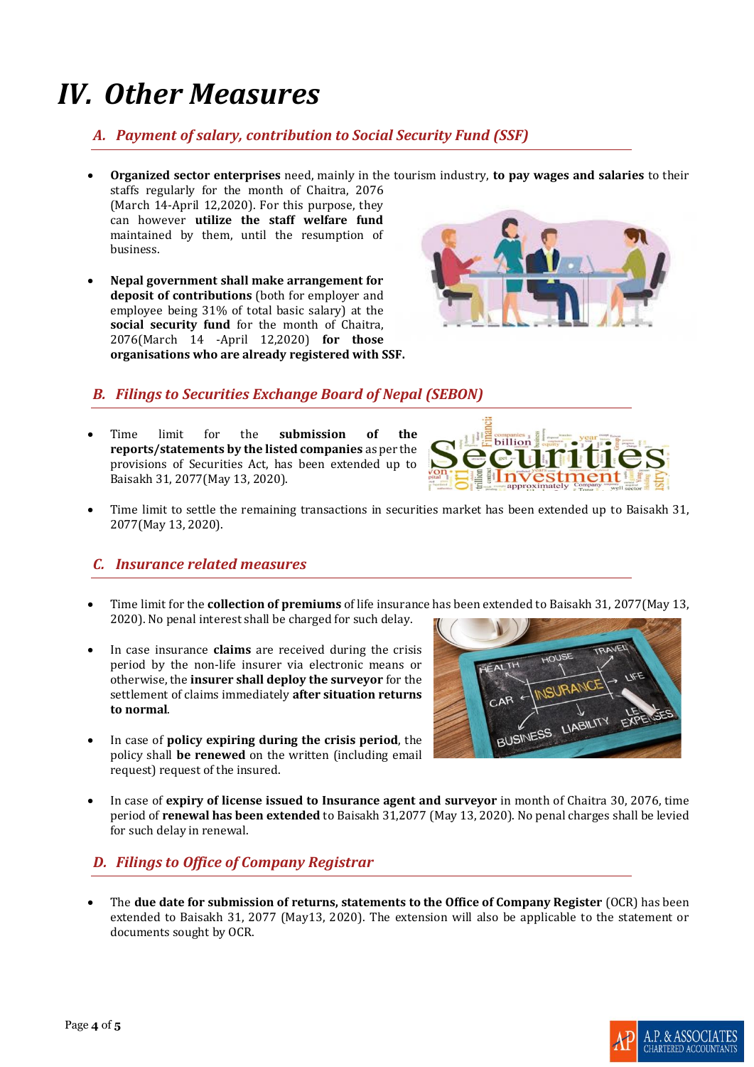# IV. *Other Measures*

## *A. Payment of salary, contribution to Social Security Fund (SSF)*

- **Organized sector enterprises** need, mainly in the tourism industry, **to pay wages and salaries** to their staffs regularly for the month of Chaitra, 2076 (March 14-April 12,2020). For this purpose, they can however **utilize the staff welfare fund** maintained by them, until the resumption of business.
- **Nepal government shall make arrangement for deposit of contributions** (both for employer and employee being 31% of total basic salary) at the **social security fund** for the month of Chaitra, 2076(March 14 -April 12,2020) **for those organisations who are already registered with SSF.**

## *B. Filings to Securities Exchange Board of Nepal (SEBON)*

- Time limit for the **submission of the reports/statements by the listed companies** as per the provisions of Securities Act, has been extended up to Baisakh 31, 2077(May 13, 2020).
- Time limit to settle the remaining transactions in securities market has been extended up to Baisakh 31, 2077(May 13, 2020).

## *C. Insurance related measures*

- Time limit for the **collection of premiums** of life insurance has been extended to Baisakh 31, 2077(May 13, 2020). No penal interest shall be charged for such delay.
- In case insurance **claims** are received during the crisis period by the non-life insurer via electronic means or otherwise, the **insurer shall deploy the surveyor** for the settlement of claims immediately **after situation returns to normal**.
- In case of **policy expiring during the crisis period**, the policy shall **be renewed** on the written (including email request) request of the insured.
- In case of **expiry of license issued to Insurance agent and surveyor** in month of Chaitra 30, 2076, time period of **renewal has been extended** to Baisakh 31,2077 (May 13, 2020). No penal charges shall be levied for such delay in renewal.

## *D. Filings to Office of Company Registrar*

- The **due date for submission of returns, statements to the Office of Company Register** (OCR) has been extended to Baisakh 31, 2077 (May13, 2020). The extension will also be applicable to the statement or documents sought by OCR.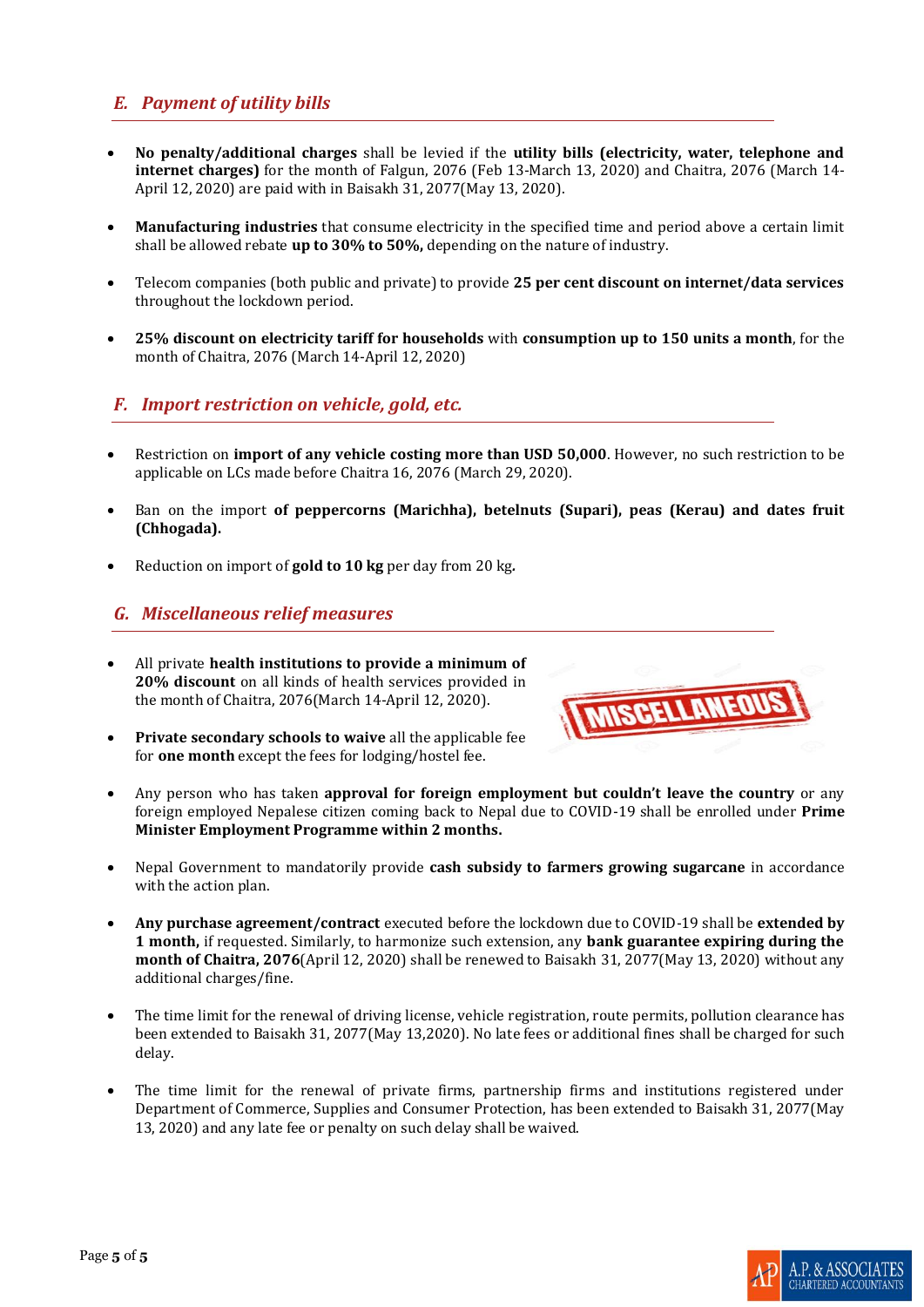## *E. Payment of utility bills*

- **No penalty/additional charges** shall be levied if the **utility bills (electricity, water, telephone and internet charges)** for the month of Falgun, 2076 (Feb 13-March 13, 2020) and Chaitra, 2076 (March 14-April 12, 2020) are paid with in Baisakh 31, 2077(May 13, 2020).

- **Manufacturing industries** that consume electricity in the specified time and period above a certain limit shall be allowed rebate **up to 30% to 50%,** depending on the nature of industry.

- Telecom companies (both public and private) to provide **25 per cent discount on internet/data services** throughout the lockdown period.

- **25% discount on electricity tariff for households** with **consumption up to 150 units a month**, for the month of Chaitra, 2076 (March 14-April 12, 2020)

## *F. Import restriction on vehicle, gold, etc.*

- Restriction on **import of any vehicle costing more than USD 50,000**. However, no such restriction to be applicable on LCs made before Chaitra 16, 2076 (March 29, 2020).

- Ban on the import **of peppercorns (Marichha), betelnuts (Supari), peas (Kerau) and dates fruit (Chhogada).**

- Reduction on import of **gold to 10 kg** per day from 20 kg.

## *G. Miscellaneous relief measures*

- All private **health institutions to provide a minimum of 20% discount** on all kinds of health services provided in the month of Chaitra, 2076(March 14-April 12, 2020).

- **Private secondary schools to waive** all the applicable fee for **one month** except the fees for lodging/hostel fee.

- Any person who has taken **approval for foreign employment but couldn't leave the country** or any foreign employed Nepalese citizen coming back to Nepal due to COVID-19 shall be enrolled under **Prime Minister Employment Programme within 2 months.**

- Nepal Government to mandatorily provide **cash subsidy to farmers growing sugarcane** in accordance with the action plan.

- **Any purchase agreement/contract** executed before the lockdown due to COVID-19 shall be **extended by 1 month,** if requested. Similarly, to harmonize such extension, any **bank guarantee expiring during the month of Chaitra, 2076**(April 12, 2020) shall be renewed to Baisakh 31, 2077(May 13, 2020) without any additional charges/fine.

- The time limit for the renewal of driving license, vehicle registration, route permits, pollution clearance has been extended to Baisakh 31, 2077(May 13,2020). No late fees or additional fines shall be charged for such delay.

- The time limit for the renewal of private firms, partnership firms and institutions registered under Department of Commerce, Supplies and Consumer Protection, has been extended to Baisakh 31, 2077(May 13, 2020) and any late fee or penalty on such delay shall be waived.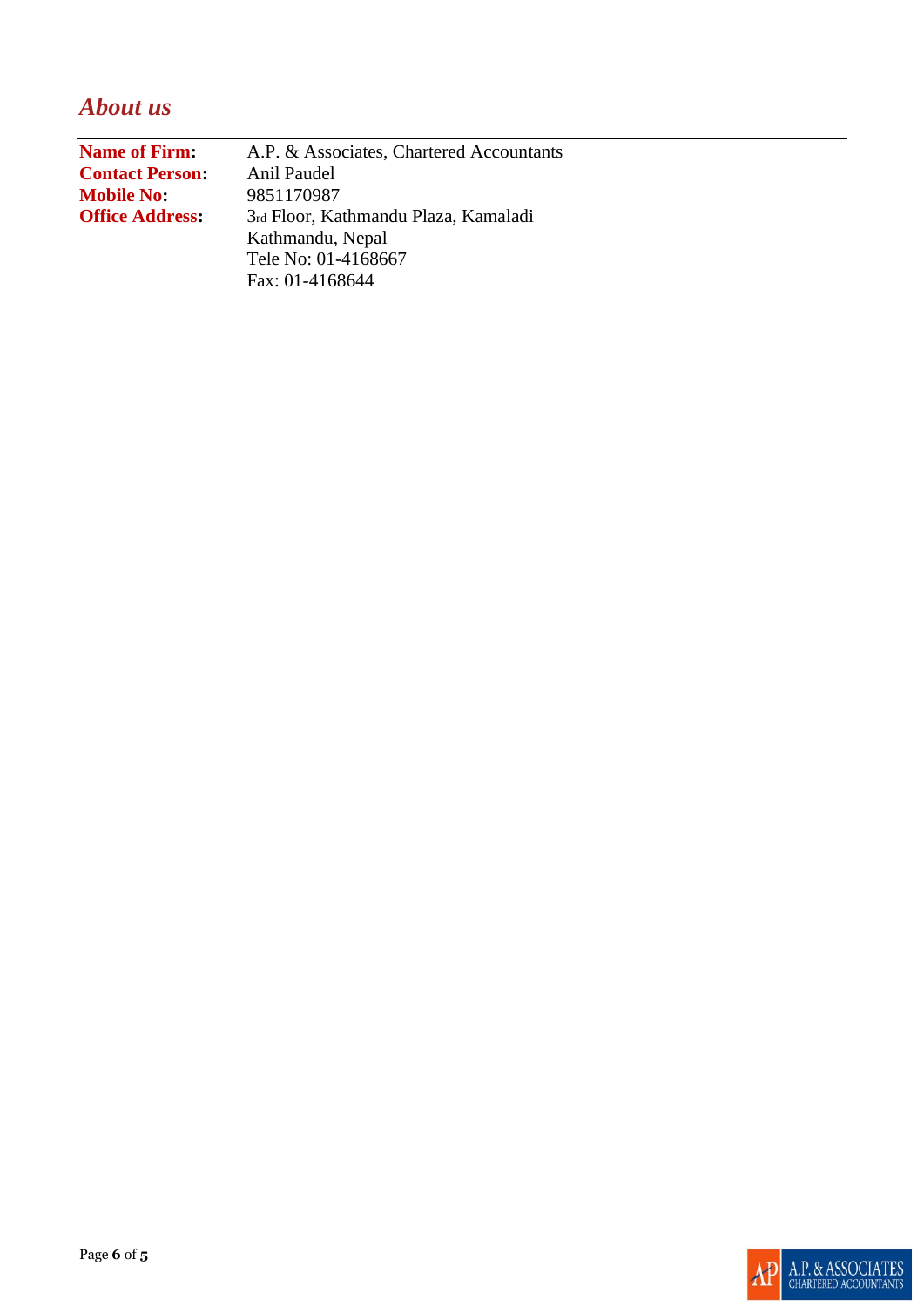## *About us*

| | |
|---|---|
| **Name of Firm:** | A.P. & Associates, Chartered Accountants |
| **Contact Person:** | Anil Paudel |
| **Mobile No:** | 9851170987 |
| **Office Address:** | 3rd Floor, Kathmandu Plaza, Kamaladi<br>Kathmandu, Nepal<br>Tele No: 01-4168667<br>Fax: 01-4168644 |